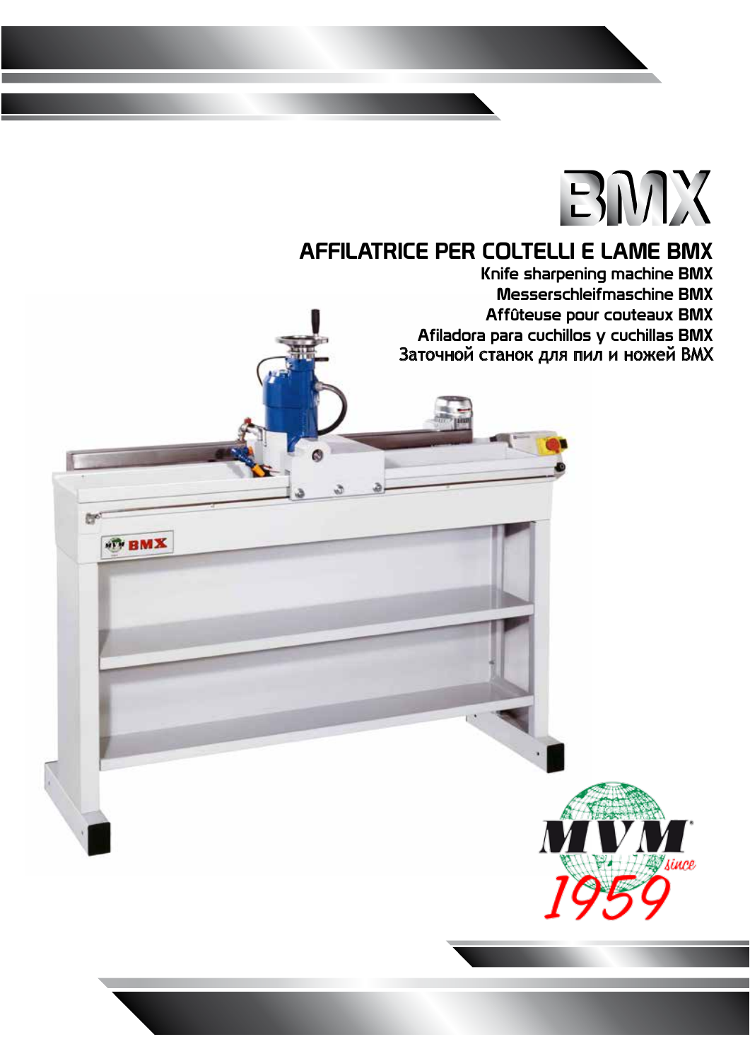# BMX

## AFFILATRICE PER COLTELLI E LAME BMX

Knife sharpening machine BMX

Messerschleifmaschine BMX

Affûteuse pour couteaux BMX

Afiladora para cuchillos y cuchillas BMX

Заточной станок для пил и ножей BMX

MVM since 1959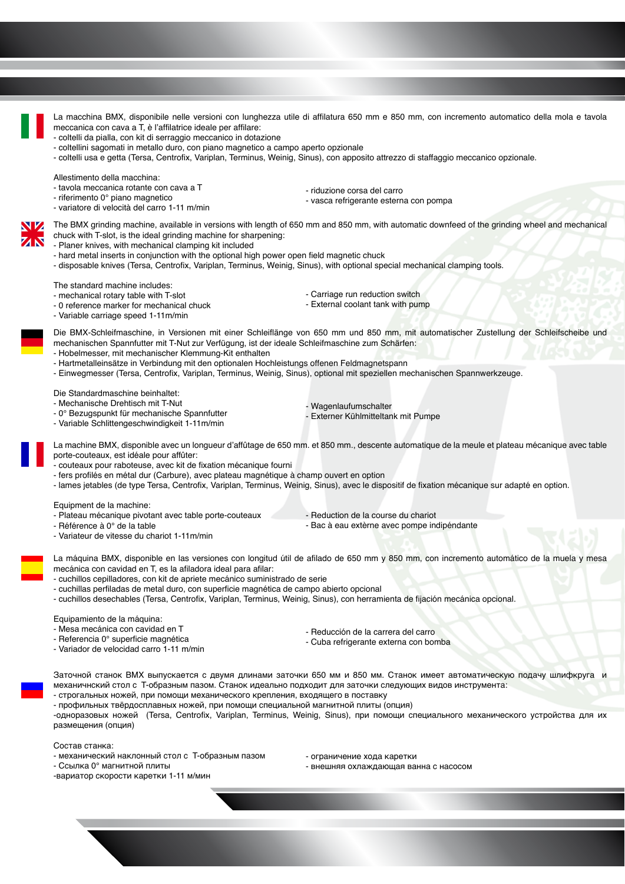La macchina BMX, disponibile nelle versioni con lunghezza utile di affilatura 650 mm e 850 mm, con incremento automatico della mola e tavola meccanica con cava a T, è l'affilatrice ideale per affilare:
- coltelli da pialla, con kit di serraggio meccanico in dotazione
- coltellini sagomati in metallo duro, con piano magnetico a campo aperto opzionale
- coltelli usa e getta (Tersa, Centrofix, Variplan, Terminus, Weinig, Sinus), con apposito attrezzo di staffaggio meccanico opzionale.

Allestimento della macchina:
- tavola meccanica rotante con cava a T
- riferimento 0° piano magnetico
- variatore di velocità del carro 1-11 m/min
- riduzione corsa del carro
- vasca refrigerante esterna con pompa

The BMX grinding machine, available in versions with length of 650 mm and 850 mm, with automatic downfeed of the grinding wheel and mechanical chuck with T-slot, is the ideal grinding machine for sharpening:
- Planer knives, with mechanical clamping kit included
- hard metal inserts in conjunction with the optional high power open field magnetic chuck
- disposable knives (Tersa, Centrofix, Variplan, Terminus, Weinig, Sinus), with optional special mechanical clamping tools.

The standard machine includes:
- mechanical rotary table with T-slot
- 0 reference marker for mechanical chuck
- Variable carriage speed 1-11m/min
- Carriage run reduction switch
- External coolant tank with pump

Die BMX-Schleifmaschine, in Versionen mit einer Schleiflänge von 650 mm und 850 mm, mit automatischer Zustellung der Schleifscheibe und mechanischen Spannfutter mit T-Nut zur Verfügung, ist der ideale Schleifmaschine zum Schärfen:
- Hobelmesser, mit mechanischer Klemmung-Kit enthalten
- Hartmetalleinsätze in Verbindung mit den optionalen Hochleistungs offenen Feldmagnetspann
- Einwegmesser (Tersa, Centrofix, Variplan, Terminus, Weinig, Sinus), optional mit speziellen mechanischen Spannwerkzeuge.

Die Standardmaschine beinhaltet:
- Mechanische Drehtisch mit T-Nut
- 0° Bezugspunkt für mechanische Spannfutter
- Variable Schlittengeschwindigkeit 1-11m/min
- Wagenlaufumschalter
- Externer Kühlmitteltank mit Pumpe

La machine BMX, disponible avec un longueur d'affûtage de 650 mm. et 850 mm., descente automatique de la meule et plateau mécanique avec table porte-couteaux, est idéale pour affûter:
- couteaux pour raboteuse, avec kit de fixation mécanique fourni
- fers profilés en métal dur (Carbure), avec plateau magnétique à champ ouvert en option
- lames jetables (de type Tersa, Centrofix, Variplan, Terminus, Weinig, Sinus), avec le dispositif de fixation mécanique sur adapté en option.

Equipment de la machine:
- Plateau mécanique pivotant avec table porte-couteaux
- Référence à 0° de la table
- Variateur de vitesse du chariot 1-11m/min
- Reduction de la course du chariot
- Bac à eau extèrne avec pompe indipéndante

La máquina BMX, disponible en las versiones con longitud útil de afilado de 650 mm y 850 mm, con incremento automático de la muela y mesa mecánica con cavidad en T, es la afiladora ideal para afilar:
- cuchillos cepilladores, con kit de apriete mecánico suministrado de serie
- cuchillas perfiladas de metal duro, con superficie magnética de campo abierto opcional
- cuchillos desechables (Tersa, Centrofix, Variplan, Terminus, Weinig, Sinus), con herramienta de fijación mecánica opcional.

Equipamiento de la máquina:
- Mesa mecánica con cavidad en T
- Referencia 0° superficie magnética
- Variador de velocidad carro 1-11 m/min
- Reducción de la carrera del carro
- Cuba refrigerante externa con bomba

Заточной станок BMX выпускается с двумя длинами заточки 650 мм и 850 мм. Станок имеет автоматическую подачу шлифкруга и механичнский стол с Т-образным пазом. Станок идеально подходит для заточки следующих видов инструмента:
- строгальных ножей, при помощи механического крепления, входящего в поставку
- профильных твёрдосплавных ножей, при помощи специальной магнитной плиты (опция)
-одноразовых ножей (Tersa, Centrofix, Variplan, Terminus, Weinig, Sinus), при помощи специального механического устройства для их размещения (опция)

Состав станка:
- механический наклонный стол с Т-образным пазом
- Ссылка 0° магнитной плиты
-вариатор скорости каретки 1-11 м/мин
- ограничение хода каретки
- внешняя охлаждающая ванна с насосом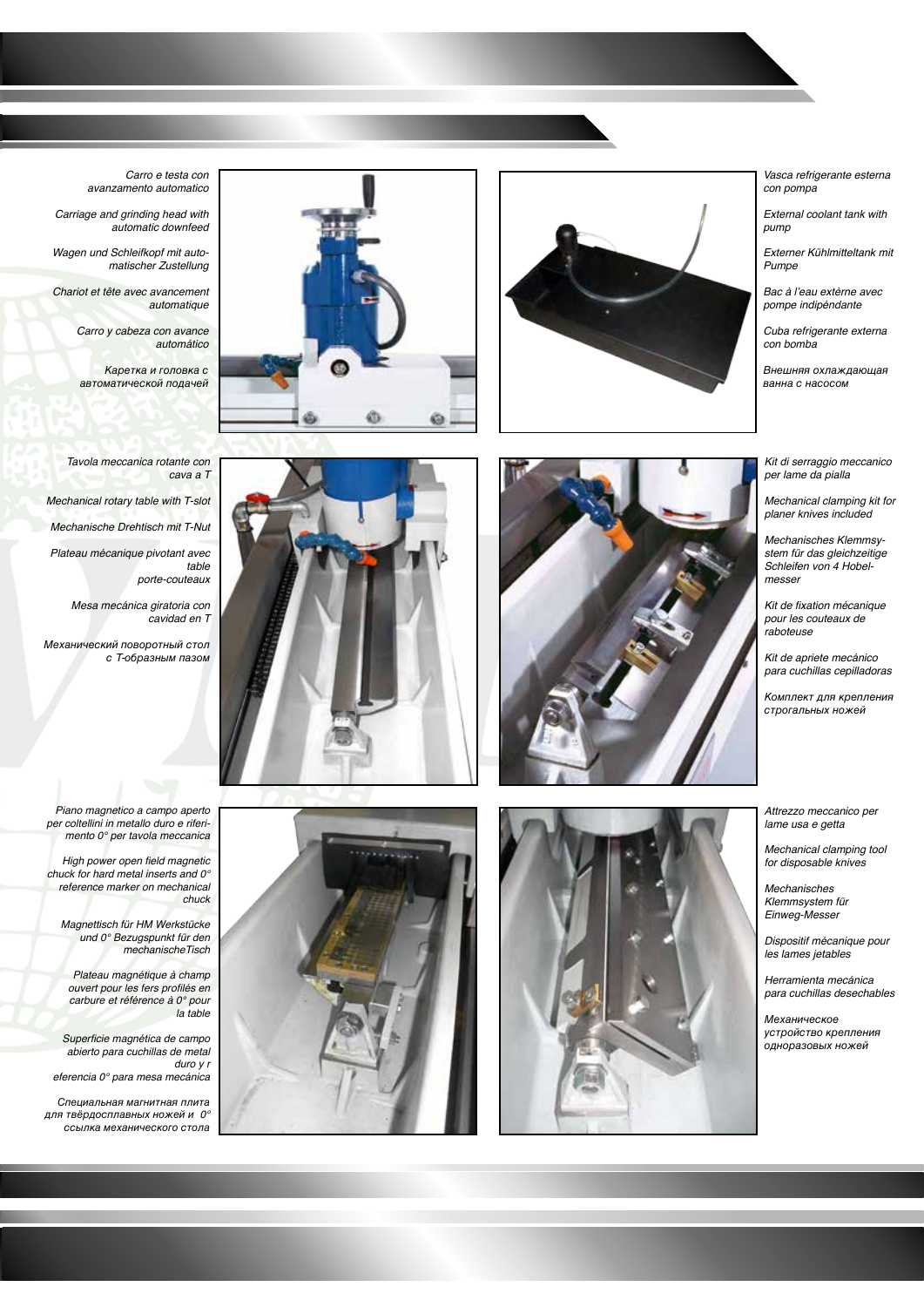Carro e testa con avanzamento automatico

Carriage and grinding head with automatic downfeed

Wagen und Schleifkopf mit automatischer Zustellung

Chariot et tête avec avancement automatique

Carro y cabeza con avance automático

Каретка и головка с автоматической подачей

Vasca refrigerante esterna con pompa

External coolant tank with pump

Externer Kühlmitteltank mit Pumpe

Bac à l'eau extèrne avec pompe indipéndante

Cuba refrigerante externa con bomba

Внешняя охлаждающая ванна с насосом

Tavola meccanica rotante con cava a T

Mechanical rotary table with T-slot

Mechanische Drehtisch mit T-Nut

Plateau mécanique pivotant avec table porte-couteaux

Mesa mecánica giratoria con cavidad en T

Механический поворотный стол с Т-образным пазом

Kit di serraggio meccanico per lame da pialla

Mechanical clamping kit for planer knives included

Mechanisches Klemmsystem für das gleichzeitige Schleifen von 4 Hobelmesser

Kit de fixation mécanique pour les couteaux de raboteuse

Kit de apriete mecánico para cuchillas cepilladoras

Комплект для крепления строгальных ножей

Piano magnetico a campo aperto per coltellini in metallo duro e riferimento 0° per tavola meccanica

High power open field magnetic chuck for hard metal inserts and 0° reference marker on mechanical chuck

Magnettisch für HM Werkstücke und 0° Bezugspunkt für den mechanischeTisch

Plateau magnétique à champ ouvert pour les fers profilés en carbure et référence à 0° pour la table

Superficie magnética de campo abierto para cuchillas de metal duro y r eferencia 0° para mesa mecánica

Специальная магнитная плита для твёрдосплавных ножей и 0° ссылка механического стола

Attrezzo meccanico per lame usa e getta

Mechanical clamping tool for disposable knives

Mechanisches Klemmsystem für Einweg-Messer

Dispositif mécanique pour les lames jetables

Herramienta mecánica para cuchillas desechables

Механическое устройство крепления одноразовых ножей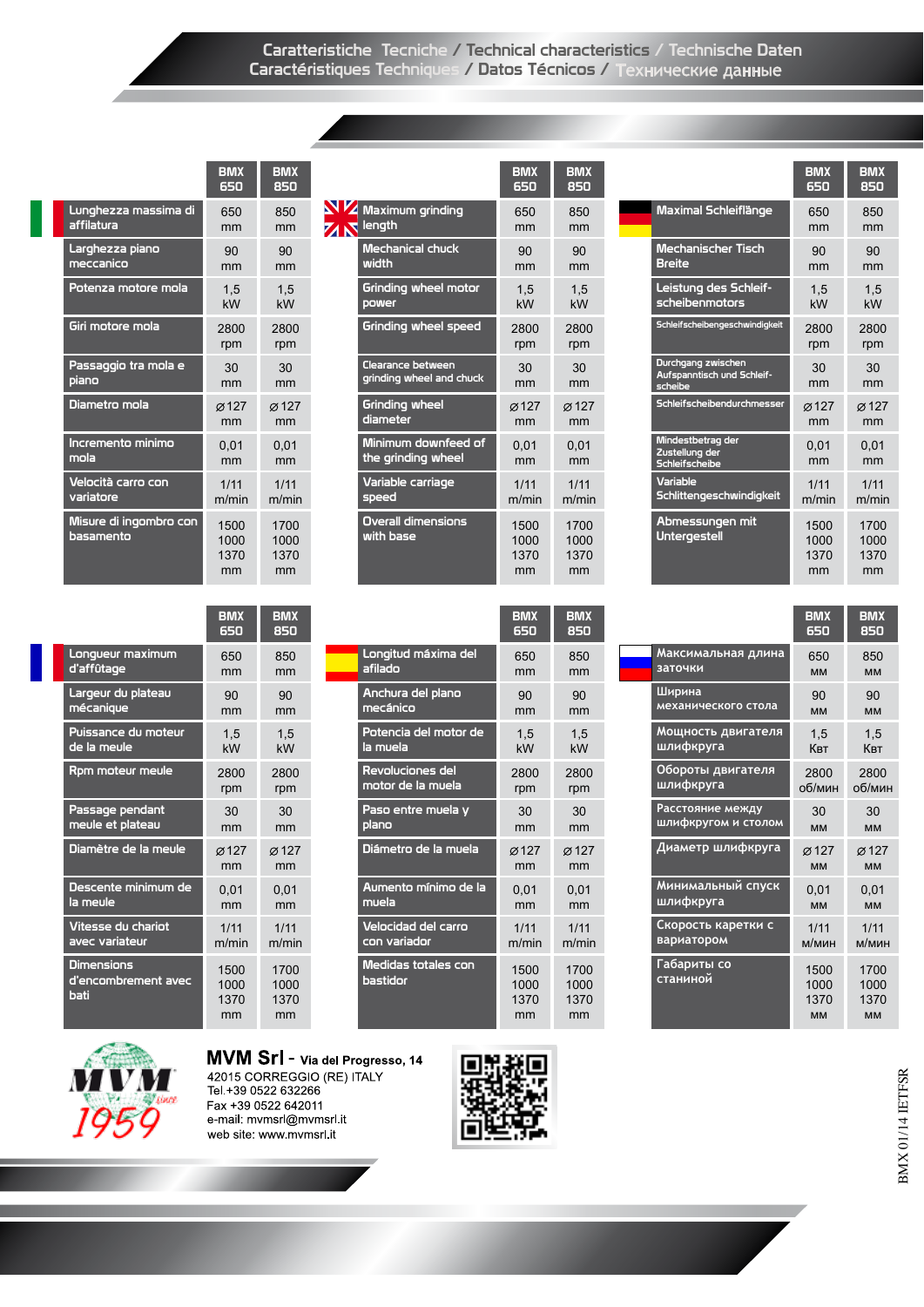# Caratteristiche Tecniche / Technical characteristics / Technische Daten
# Caractéristiques Techniques / Datos Técnicos / Технические данные

| | BMX 650 | BMX 850 |
|---|---|---|
| Lunghezza massima di affilatura | 650 mm | 850 mm |
| Larghezza piano meccanico | 90 mm | 90 mm |
| Potenza motore mola | 1,5 kW | 1,5 kW |
| Giri motore mola | 2800 rpm | 2800 rpm |
| Passaggio tra mola e piano | 30 mm | 30 mm |
| Diametro mola | ⌀127 mm | ⌀127 mm |
| Incremento minimo mola | 0,01 mm | 0,01 mm |
| Velocità carro con variatore | 1/11 m/min | 1/11 m/min |
| Misure di ingombro con basamento | 1500 1000 1370 mm | 1700 1000 1370 mm |

| | BMX 650 | BMX 850 |
|---|---|---|
| Maximum grinding length | 650 mm | 850 mm |
| Mechanical chuck width | 90 mm | 90 mm |
| Grinding wheel motor power | 1,5 kW | 1,5 kW |
| Grinding wheel speed | 2800 rpm | 2800 rpm |
| Clearance between grinding wheel and chuck | 30 mm | 30 mm |
| Grinding wheel diameter | ⌀127 mm | ⌀127 mm |
| Minimum downfeed of the grinding wheel | 0,01 mm | 0,01 mm |
| Variable carriage speed | 1/11 m/min | 1/11 m/min |
| Overall dimensions with base | 1500 1000 1370 mm | 1700 1000 1370 mm |

| | BMX 650 | BMX 850 |
|---|---|---|
| Maximal Schleiflänge | 650 mm | 850 mm |
| Mechanischer Tisch Breite | 90 mm | 90 mm |
| Leistung des Schleifscheibenmotors | 1,5 kW | 1,5 kW |
| Schleifscheibengeschwindigkeit | 2800 rpm | 2800 rpm |
| Durchgang zwischen Aufspanntisch und Schleifscheibe | 30 mm | 30 mm |
| Schleifscheibendurchmesser | ⌀127 mm | ⌀127 mm |
| Mindestbetrag der Zustellung der Schleifscheibe | 0,01 mm | 0,01 mm |
| Variable Schlittengeschwindigkeit | 1/11 m/min | 1/11 m/min |
| Abmessungen mit Untergestell | 1500 1000 1370 mm | 1700 1000 1370 mm |

| | BMX 650 | BMX 850 |
|---|---|---|
| Longueur maximum d'affûtage | 650 mm | 850 mm |
| Largeur du plateau mécanique | 90 mm | 90 mm |
| Puissance du moteur de la meule | 1,5 kW | 1,5 kW |
| Rpm moteur meule | 2800 rpm | 2800 rpm |
| Passage pendant meule et plateau | 30 mm | 30 mm |
| Diamètre de la meule | ⌀127 mm | ⌀127 mm |
| Descente minimum de la meule | 0,01 mm | 0,01 mm |
| Vitesse du chariot avec variateur | 1/11 m/min | 1/11 m/min |
| Dimensions d'encombrement avec bati | 1500 1000 1370 mm | 1700 1000 1370 mm |

| | BMX 650 | BMX 850 |
|---|---|---|
| Longitud máxima del afilado | 650 mm | 850 mm |
| Anchura del plano mecánico | 90 mm | 90 mm |
| Potencia del motor de la muela | 1,5 kW | 1,5 kW |
| Revoluciones del motor de la muela | 2800 rpm | 2800 rpm |
| Paso entre muela y plano | 30 mm | 30 mm |
| Diámetro de la muela | ⌀127 mm | ⌀127 mm |
| Aumento mínimo de la muela | 0,01 mm | 0,01 mm |
| Velocidad del carro con variador | 1/11 m/min | 1/11 m/min |
| Medidas totales con bastidor | 1500 1000 1370 mm | 1700 1000 1370 mm |

| | BMX 650 | BMX 850 |
|---|---|---|
| Максимальная длина заточки | 650 мм | 850 мм |
| Ширина механического стола | 90 мм | 90 мм |
| Мощность двигателя шлифкруга | 1,5 Квт | 1,5 Квт |
| Обороты двигателя шлифкруга | 2800 об/мин | 2800 об/мин |
| Расстояние между шлифкругом и столом | 30 мм | 30 мм |
| Диаметр шлифкруга | ⌀127 мм | ⌀127 мм |
| Минимальный спуск шлифкруга | 0,01 мм | 0,01 мм |
| Скорость каретки с вариатором | 1/11 м/мин | 1/11 м/мин |
| Габариты со станиной | 1500 1000 1370 мм | 1700 1000 1370 мм |

MVM since 1959

**MVM Srl** - Via del Progresso, 14
42015 CORREGGIO (RE) ITALY
Tel.+39 0522 632266
Fax +39 0522 642011
e-mail: mvmsrl@mvmsrl.it
web site: www.mvmsrl.it

BMX 01/14 IETFSR